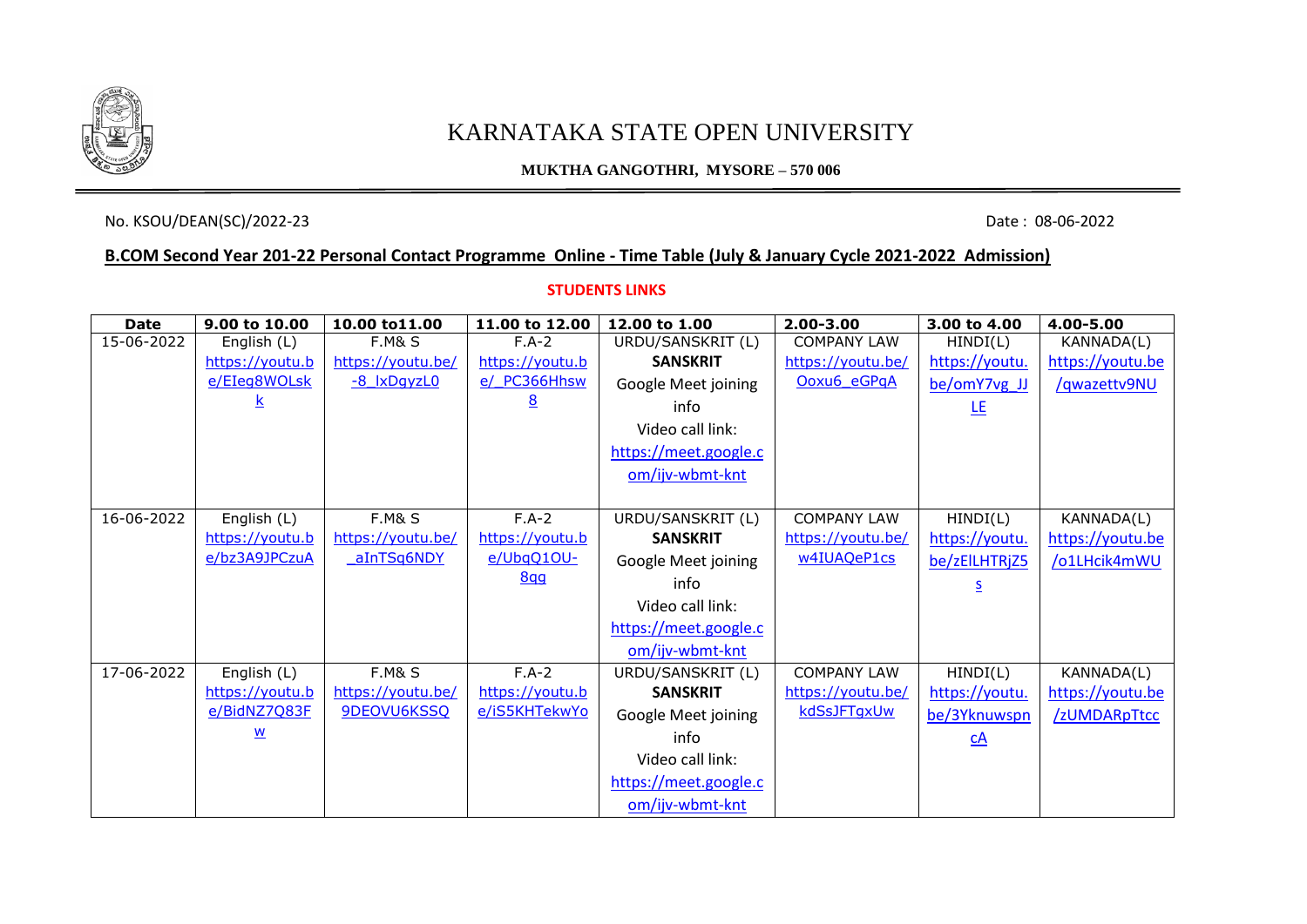# KARNATAKA STATE OPEN UNIVERSITY

**MUKTHA GANGOTHRI, MYSORE – 570 006**

No. KSOU/DEAN(SC)/2022-23

Date : 08-06-2022

**B.COM Second Year 201-22 Personal Contact Programme Online - Time Table (July & January Cycle 2021-2022 Admission)**

**STUDENTS LINKS**

| Date | 9.00 to 10.00 | 10.00 to11.00 | 11.00 to 12.00 | 12.00 to 1.00 | 2.00-3.00 | 3.00 to 4.00 | 4.00-5.00 |
|---|---|---|---|---|---|---|---|
| 15-06-2022 | English (L) https://youtu.be/EIeg8WOLskk | F.M& S https://youtu.be/-8_lxDqyzL0 | F.A-2 https://youtu.be/_PC366Hhsw8 | URDU/SANSKRIT (L) **SANSKRIT** Google Meet joining info Video call link: https://meet.google.com/ijv-wbmt-knt | COMPANY LAW https://youtu.be/Ooxu6_eGPqA | HINDI(L) https://youtu.be/omY7vg_JJLE | KANNADA(L) https://youtu.be/qwazettv9NU |
| 16-06-2022 | English (L) https://youtu.be/bz3A9JPCzuA | F.M& S https://youtu.be/_aInTSq6NDY | F.A-2 https://youtu.be/UbqQ1OU-8qg | URDU/SANSKRIT (L) **SANSKRIT** Google Meet joining info Video call link: https://meet.google.com/ijv-wbmt-knt | COMPANY LAW https://youtu.be/w4IUAQeP1cs | HINDI(L) https://youtu.be/zEILHTRjZ5s | KANNADA(L) https://youtu.be/o1LHcik4mWU |
| 17-06-2022 | English (L) https://youtu.be/BidNZ7Q83Fw | F.M& S https://youtu.be/9DEOVU6KSSQ | F.A-2 https://youtu.be/iS5KHTekwYo | URDU/SANSKRIT (L) **SANSKRIT** Google Meet joining info Video call link: https://meet.google.com/ijv-wbmt-knt | COMPANY LAW https://youtu.be/kdSsJFTgxUw | HINDI(L) https://youtu.be/3YknuwspncA | KANNADA(L) https://youtu.be/zUMDARpTtcc |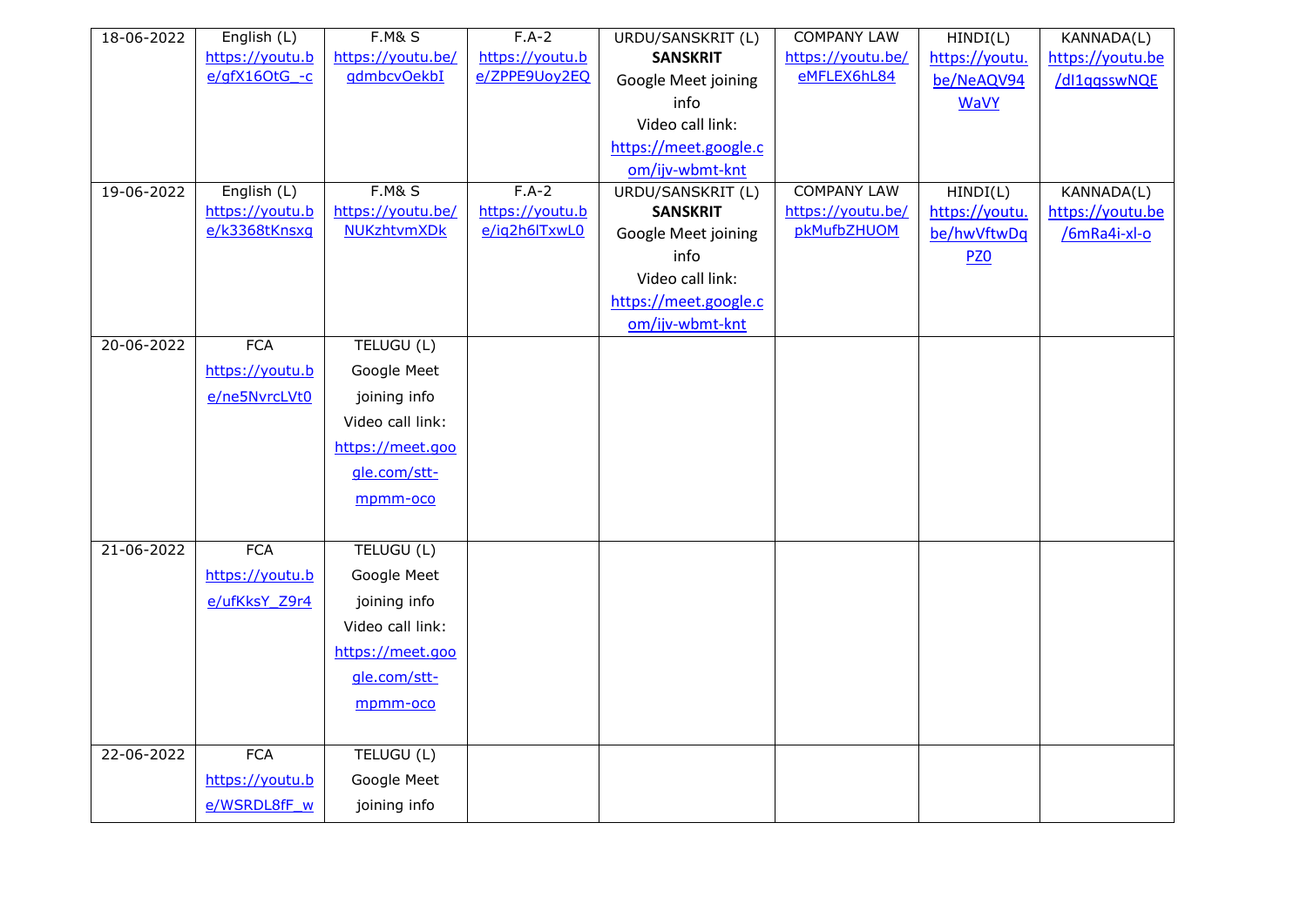| | | | | | | | |
|---|---|---|---|---|---|---|---|
| 18-06-2022 | English (L) https://youtu.be/gfX16OtG_-c | F.M& S https://youtu.be/qdmbcvOekbI | F.A-2 https://youtu.be/ZPPE9Uoy2EQ | URDU/SANSKRIT (L) **SANSKRIT** Google Meet joining info Video call link: https://meet.google.com/ijv-wbmt-knt | COMPANY LAW https://youtu.be/eMFLEX6hL84 | HINDI(L) https://youtu.be/NeAQV94WaVY | KANNADA(L) https://youtu.be/dI1qgsswNQE |
| 19-06-2022 | English (L) https://youtu.be/k3368tKnsxg | F.M& S https://youtu.be/NUKzhtvmXDk | F.A-2 https://youtu.be/iq2h6lTxwL0 | URDU/SANSKRIT (L) **SANSKRIT** Google Meet joining info Video call link: https://meet.google.com/ijv-wbmt-knt | COMPANY LAW https://youtu.be/pkMufbZHUOM | HINDI(L) https://youtu.be/hwVftwDqPZ0 | KANNADA(L) https://youtu.be/6mRa4i-xl-o |
| 20-06-2022 | FCA https://youtu.be/ne5NvrcLVt0 | TELUGU (L) Google Meet joining info Video call link: https://meet.google.com/stt-mpmm-oco | | | | | |
| 21-06-2022 | FCA https://youtu.be/ufKksY_Z9r4 | TELUGU (L) Google Meet joining info Video call link: https://meet.google.com/stt-mpmm-oco | | | | | |
| 22-06-2022 | FCA https://youtu.be/WSRDL8fF_w | TELUGU (L) Google Meet joining info | | | | | |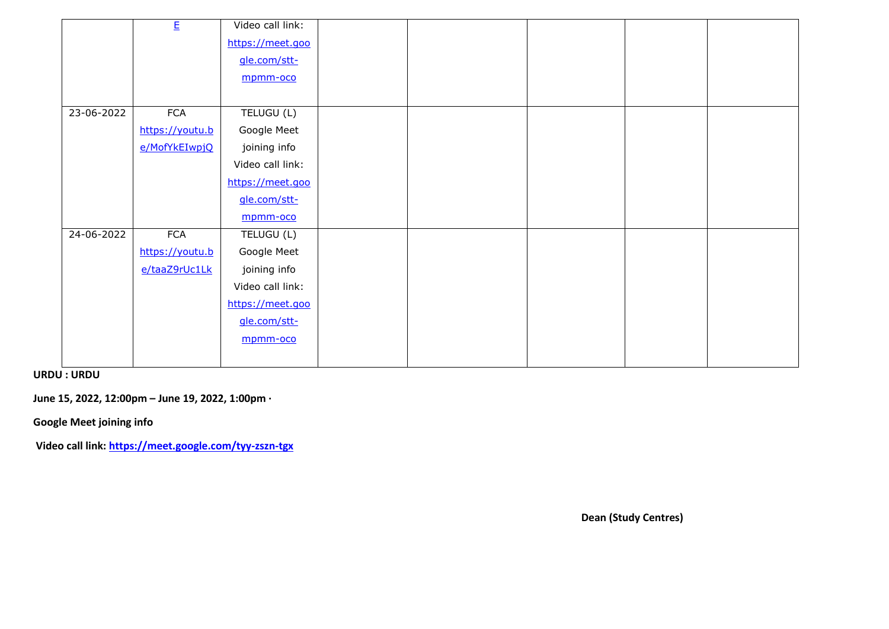| | | | | | | | |
|---|---|---|---|---|---|---|---|
| | E | Video call link: https://meet.google.com/stt-mpmm-oco | | | | | |
| 23-06-2022 | FCA https://youtu.be/MofYkEIwpjQ | TELUGU (L) Google Meet joining info Video call link: https://meet.google.com/stt-mpmm-oco | | | | | |
| 24-06-2022 | FCA https://youtu.be/taaZ9rUc1Lk | TELUGU (L) Google Meet joining info Video call link: https://meet.google.com/stt-mpmm-oco | | | | | |

**URDU : URDU**

**June 15, 2022, 12:00pm – June 19, 2022, 1:00pm ·**

**Google Meet joining info**

**Video call link: https://meet.google.com/tyy-zszn-tgx**

**Dean (Study Centres)**